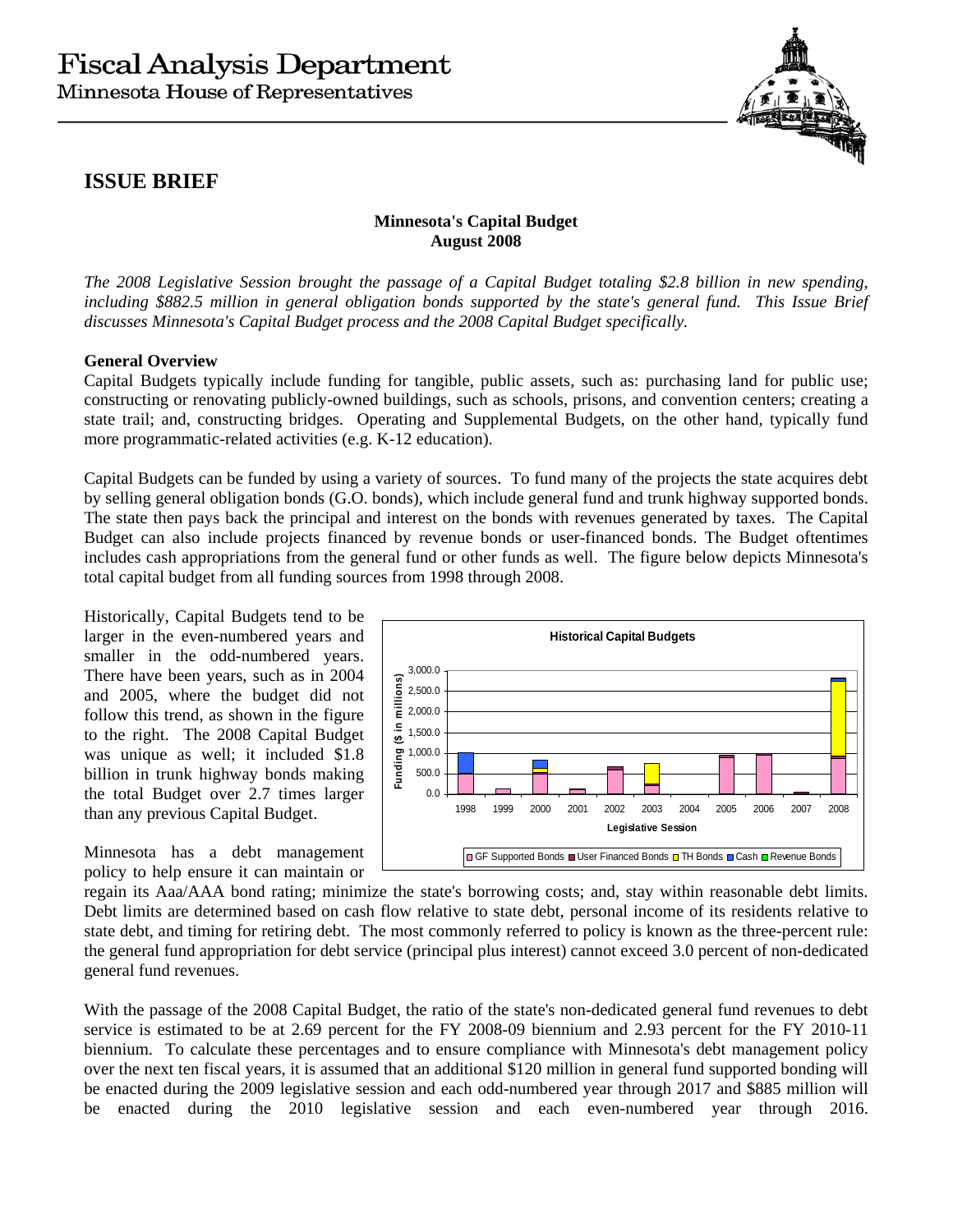# Fiscal Analysis Department

Minnesota House of Representatives

## ISSUE BRIEF

**Minnesota's Capital Budget**
**August 2008**

*The 2008 Legislative Session brought the passage of a Capital Budget totaling $2.8 billion in new spending, including $882.5 million in general obligation bonds supported by the state's general fund. This Issue Brief discusses Minnesota's Capital Budget process and the 2008 Capital Budget specifically.*

### General Overview

Capital Budgets typically include funding for tangible, public assets, such as: purchasing land for public use; constructing or renovating publicly-owned buildings, such as schools, prisons, and convention centers; creating a state trail; and, constructing bridges. Operating and Supplemental Budgets, on the other hand, typically fund more programmatic-related activities (e.g. K-12 education).

Capital Budgets can be funded by using a variety of sources. To fund many of the projects the state acquires debt by selling general obligation bonds (G.O. bonds), which include general fund and trunk highway supported bonds. The state then pays back the principal and interest on the bonds with revenues generated by taxes. The Capital Budget can also include projects financed by revenue bonds or user-financed bonds. The Budget oftentimes includes cash appropriations from the general fund or other funds as well. The figure below depicts Minnesota's total capital budget from all funding sources from 1998 through 2008.

Historically, Capital Budgets tend to be larger in the even-numbered years and smaller in the odd-numbered years. There have been years, such as in 2004 and 2005, where the budget did not follow this trend, as shown in the figure to the right. The 2008 Capital Budget was unique as well; it included $1.8 billion in trunk highway bonds making the total Budget over 2.7 times larger than any previous Capital Budget.

Minnesota has a debt management policy to help ensure it can maintain or regain its Aaa/AAA bond rating; minimize the state's borrowing costs; and, stay within reasonable debt limits. Debt limits are determined based on cash flow relative to state debt, personal income of its residents relative to state debt, and timing for retiring debt. The most commonly referred to policy is known as the three-percent rule: the general fund appropriation for debt service (principal plus interest) cannot exceed 3.0 percent of non-dedicated general fund revenues.

With the passage of the 2008 Capital Budget, the ratio of the state's non-dedicated general fund revenues to debt service is estimated to be at 2.69 percent for the FY 2008-09 biennium and 2.93 percent for the FY 2010-11 biennium. To calculate these percentages and to ensure compliance with Minnesota's debt management policy over the next ten fiscal years, it is assumed that an additional $120 million in general fund supported bonding will be enacted during the 2009 legislative session and each odd-numbered year through 2017 and $885 million will be enacted during the 2010 legislative session and each even-numbered year through 2016.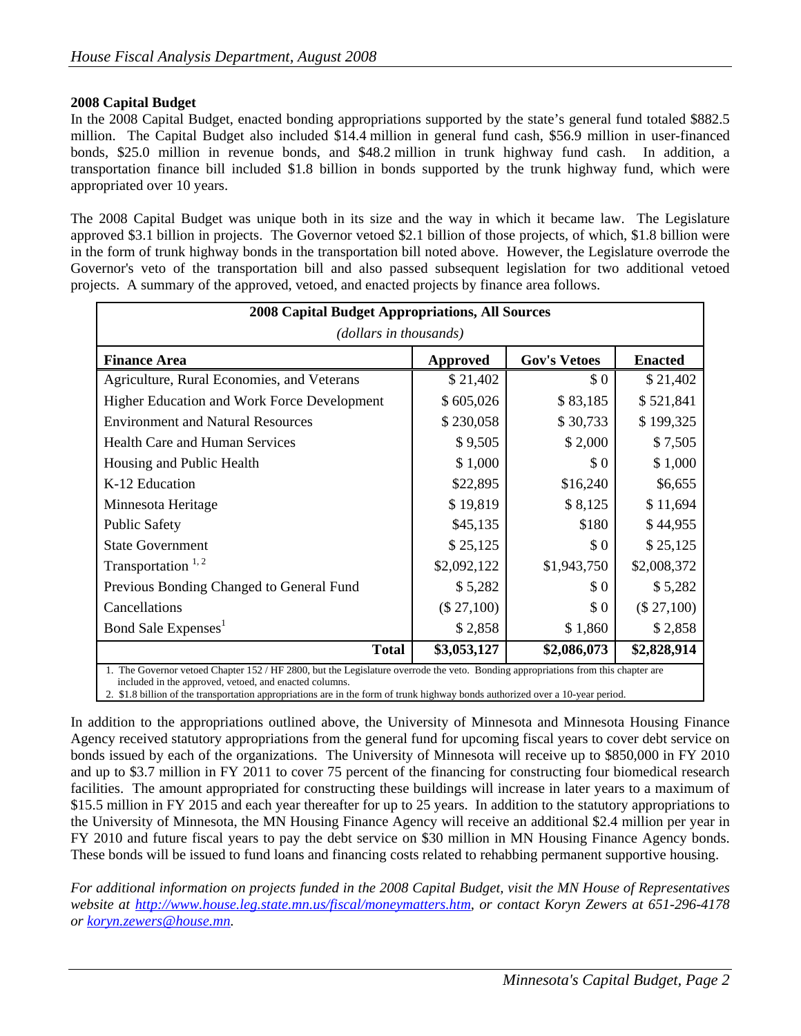## 2008 Capital Budget

In the 2008 Capital Budget, enacted bonding appropriations supported by the state's general fund totaled $882.5 million. The Capital Budget also included $14.4 million in general fund cash, $56.9 million in user-financed bonds, $25.0 million in revenue bonds, and $48.2 million in trunk highway fund cash. In addition, a transportation finance bill included $1.8 billion in bonds supported by the trunk highway fund, which were appropriated over 10 years.

The 2008 Capital Budget was unique both in its size and the way in which it became law. The Legislature approved $3.1 billion in projects. The Governor vetoed $2.1 billion of those projects, of which, $1.8 billion were in the form of trunk highway bonds in the transportation bill noted above. However, the Legislature overrode the Governor's veto of the transportation bill and also passed subsequent legislation for two additional vetoed projects. A summary of the approved, vetoed, and enacted projects by finance area follows.

**2008 Capital Budget Appropriations, All Sources**

*(dollars in thousands)*

| Finance Area | Approved | Gov's Vetoes | Enacted |
|---|---|---|---|
| Agriculture, Rural Economies, and Veterans | $ 21,402 | $ 0 | $ 21,402 |
| Higher Education and Work Force Development | $ 605,026 | $ 83,185 | $ 521,841 |
| Environment and Natural Resources | $ 230,058 | $ 30,733 | $ 199,325 |
| Health Care and Human Services | $ 9,505 | $ 2,000 | $ 7,505 |
| Housing and Public Health | $ 1,000 | $ 0 | $ 1,000 |
| K-12 Education | $22,895 | $16,240 | $6,655 |
| Minnesota Heritage | $ 19,819 | $ 8,125 | $ 11,694 |
| Public Safety | $45,135 | $180 | $ 44,955 |
| State Government | $ 25,125 | $ 0 | $ 25,125 |
| Transportation [1, 2] | $2,092,122 | $1,943,750 | $2,008,372 |
| Previous Bonding Changed to General Fund | $ 5,282 | $ 0 | $ 5,282 |
| Cancellations | ($ 27,100) | $ 0 | ($ 27,100) |
| Bond Sale Expenses[1] | $ 2,858 | $ 1,860 | $ 2,858 |
| **Total** | **$3,053,127** | **$2,086,073** | **$2,828,914** |

1. The Governor vetoed Chapter 152 / HF 2800, but the Legislature overrode the veto. Bonding appropriations from this chapter are included in the approved, vetoed, and enacted columns.
2. $1.8 billion of the transportation appropriations are in the form of trunk highway bonds authorized over a 10-year period.

In addition to the appropriations outlined above, the University of Minnesota and Minnesota Housing Finance Agency received statutory appropriations from the general fund for upcoming fiscal years to cover debt service on bonds issued by each of the organizations. The University of Minnesota will receive up to $850,000 in FY 2010 and up to $3.7 million in FY 2011 to cover 75 percent of the financing for constructing four biomedical research facilities. The amount appropriated for constructing these buildings will increase in later years to a maximum of $15.5 million in FY 2015 and each year thereafter for up to 25 years. In addition to the statutory appropriations to the University of Minnesota, the MN Housing Finance Agency will receive an additional $2.4 million per year in FY 2010 and future fiscal years to pay the debt service on $30 million in MN Housing Finance Agency bonds. These bonds will be issued to fund loans and financing costs related to rehabbing permanent supportive housing.

*For additional information on projects funded in the 2008 Capital Budget, visit the MN House of Representatives website at [http://www.house.leg.state.mn.us/fiscal/moneymatters.htm](http://www.house.leg.state.mn.us/fiscal/moneymatters.htm), or contact Koryn Zewers at 651-296-4178 or [koryn.zewers@house.mn](mailto:koryn.zewers@house.mn).*